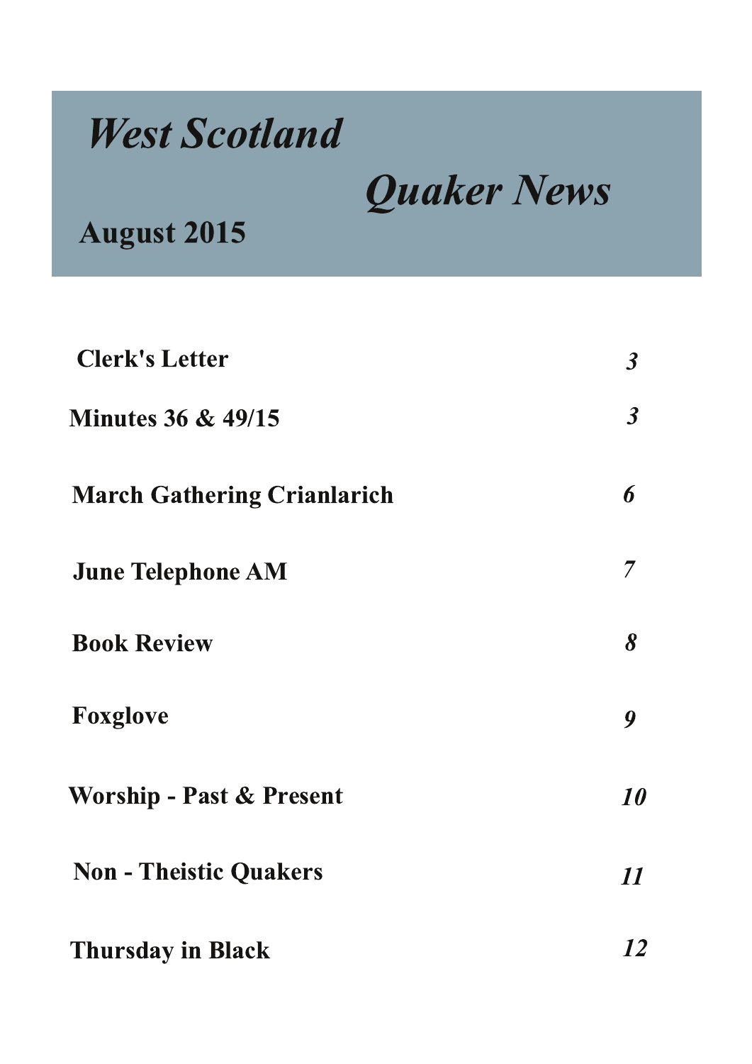# *West Scotland Quaker News*

## August 2015

| | |
|---|---|
| **Clerk's Letter** | ***3*** |
| **Minutes 36 & 49/15** | ***3*** |
| **March Gathering Crianlarich** | ***6*** |
| **June Telephone AM** | ***7*** |
| **Book Review** | ***8*** |
| **Foxglove** | ***9*** |
| **Worship - Past & Present** | ***10*** |
| **Non - Theistic Quakers** | ***11*** |
| **Thursday in Black** | ***12*** |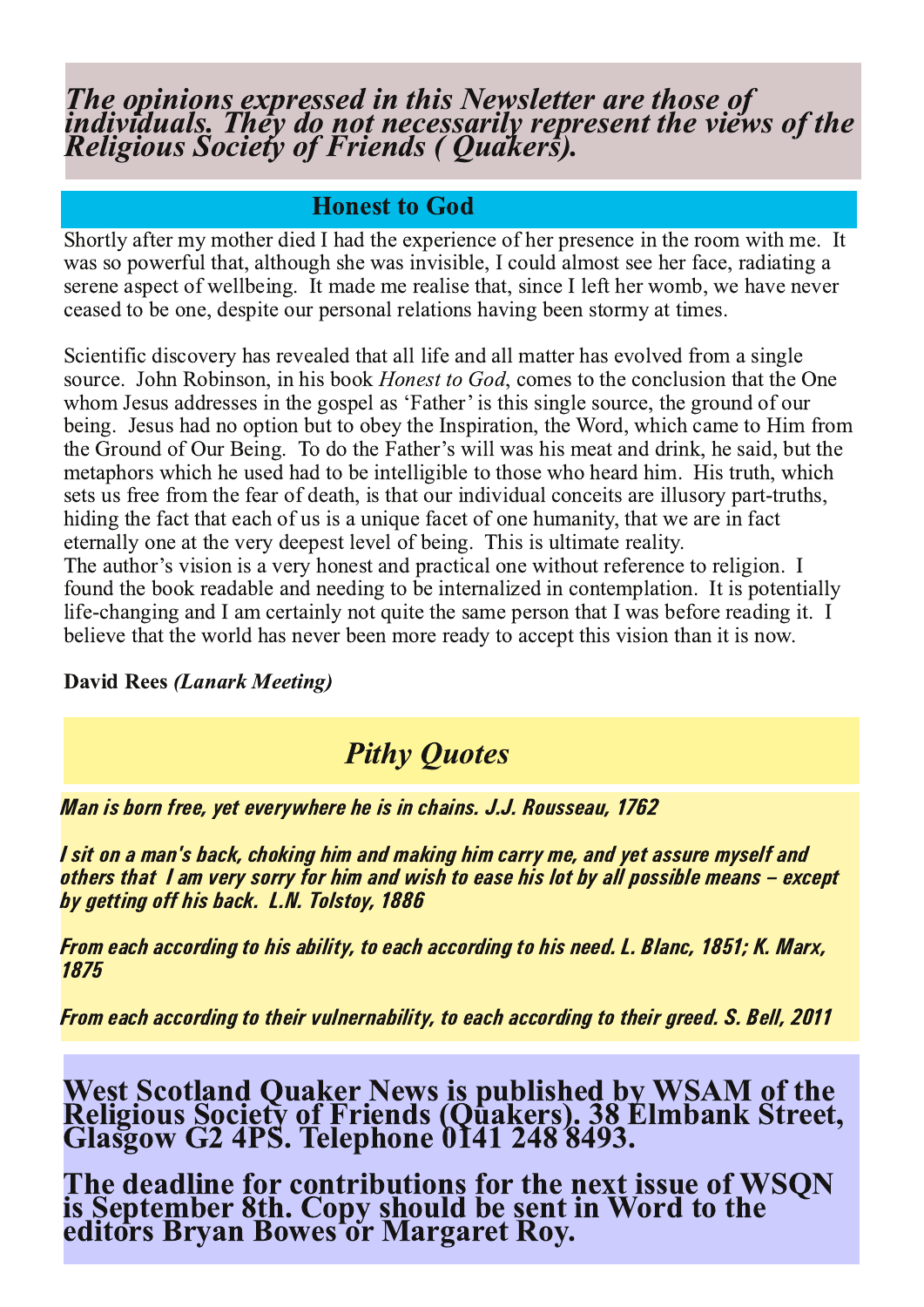***The opinions expressed in this Newsletter are those of individuals. They do not necessarily represent the views of the Religious Society of Friends ( Quakers).***

## Honest to God

Shortly after my mother died I had the experience of her presence in the room with me. It was so powerful that, although she was invisible, I could almost see her face, radiating a serene aspect of wellbeing. It made me realise that, since I left her womb, we have never ceased to be one, despite our personal relations having been stormy at times.

Scientific discovery has revealed that all life and all matter has evolved from a single source. John Robinson, in his book *Honest to God*, comes to the conclusion that the One whom Jesus addresses in the gospel as 'Father' is this single source, the ground of our being. Jesus had no option but to obey the Inspiration, the Word, which came to Him from the Ground of Our Being. To do the Father's will was his meat and drink, he said, but the metaphors which he used had to be intelligible to those who heard him. His truth, which sets us free from the fear of death, is that our individual conceits are illusory part-truths, hiding the fact that each of us is a unique facet of one humanity, that we are in fact eternally one at the very deepest level of being. This is ultimate reality.
The author's vision is a very honest and practical one without reference to religion. I found the book readable and needing to be internalized in contemplation. It is potentially life-changing and I am certainly not quite the same person that I was before reading it. I believe that the world has never been more ready to accept this vision than it is now.

**David Rees** ***(Lanark Meeting)***

## *Pithy Quotes*

***Man is born free, yet everywhere he is in chains. J.J. Rousseau, 1762***

***I sit on a man's back, choking him and making him carry me, and yet assure myself and others that I am very sorry for him and wish to ease his lot by all possible means – except by getting off his back. L.N. Tolstoy, 1886***

***From each according to his ability, to each according to his need. L. Blanc, 1851; K. Marx, 1875***

***From each according to their vulnerability, to each according to their greed. S. Bell, 2011***

**West Scotland Quaker News is published by WSAM of the Religious Society of Friends (Quakers). 38 Elmbank Street, Glasgow G2 4PS. Telephone 0141 248 8493.**

**The deadline for contributions for the next issue of WSQN is September 8th. Copy should be sent in Word to the editors Bryan Bowes or Margaret Roy.**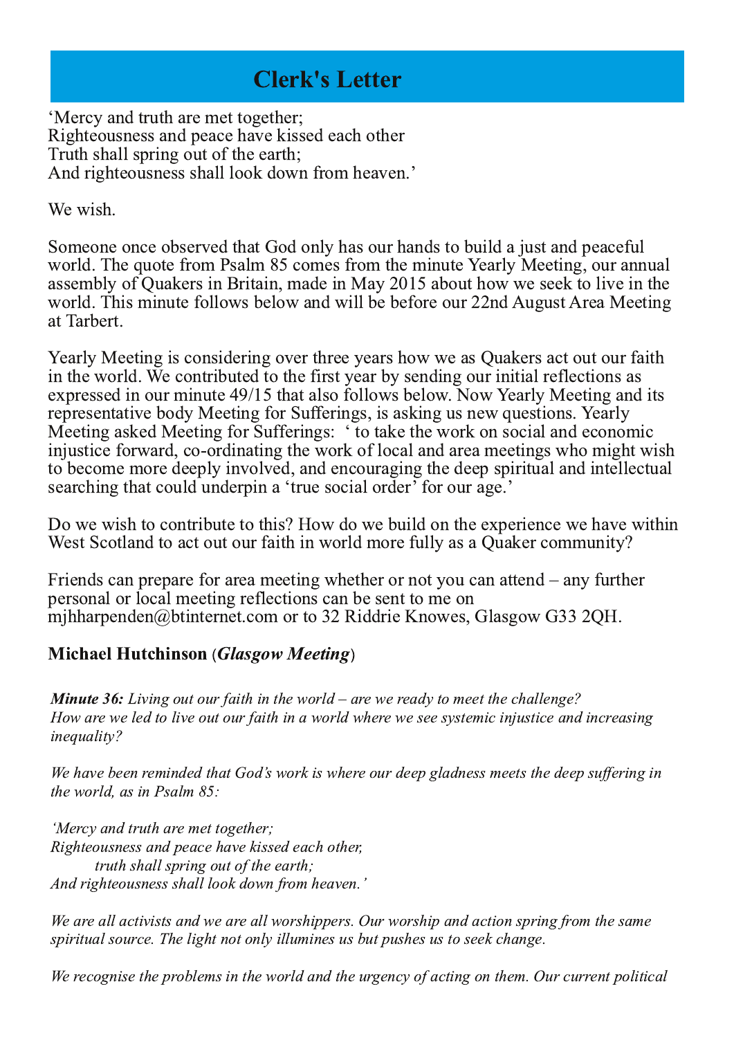# Clerk's Letter

'Mercy and truth are met together;
Righteousness and peace have kissed each other
Truth shall spring out of the earth;
And righteousness shall look down from heaven.'

We wish.

Someone once observed that God only has our hands to build a just and peaceful world. The quote from Psalm 85 comes from the minute Yearly Meeting, our annual assembly of Quakers in Britain, made in May 2015 about how we seek to live in the world. This minute follows below and will be before our 22nd August Area Meeting at Tarbert.

Yearly Meeting is considering over three years how we as Quakers act out our faith in the world. We contributed to the first year by sending our initial reflections as expressed in our minute 49/15 that also follows below. Now Yearly Meeting and its representative body Meeting for Sufferings, is asking us new questions. Yearly Meeting asked Meeting for Sufferings: ' to take the work on social and economic injustice forward, co-ordinating the work of local and area meetings who might wish to become more deeply involved, and encouraging the deep spiritual and intellectual searching that could underpin a 'true social order' for our age.'

Do we wish to contribute to this? How do we build on the experience we have within West Scotland to act out our faith in world more fully as a Quaker community?

Friends can prepare for area meeting whether or not you can attend – any further personal or local meeting reflections can be sent to me on mjhharpenden@btinternet.com or to 32 Riddrie Knowes, Glasgow G33 2QH.

**Michael Hutchinson** (***Glasgow Meeting***)

***Minute 36:*** *Living out our faith in the world – are we ready to meet the challenge? How are we led to live out our faith in a world where we see systemic injustice and increasing inequality?*

*We have been reminded that God's work is where our deep gladness meets the deep suffering in the world, as in Psalm 85:*

*'Mercy and truth are met together;*
*Righteousness and peace have kissed each other,*
*truth shall spring out of the earth;*
*And righteousness shall look down from heaven.'*

*We are all activists and we are all worshippers. Our worship and action spring from the same spiritual source. The light not only illumines us but pushes us to seek change.*

*We recognise the problems in the world and the urgency of acting on them. Our current political*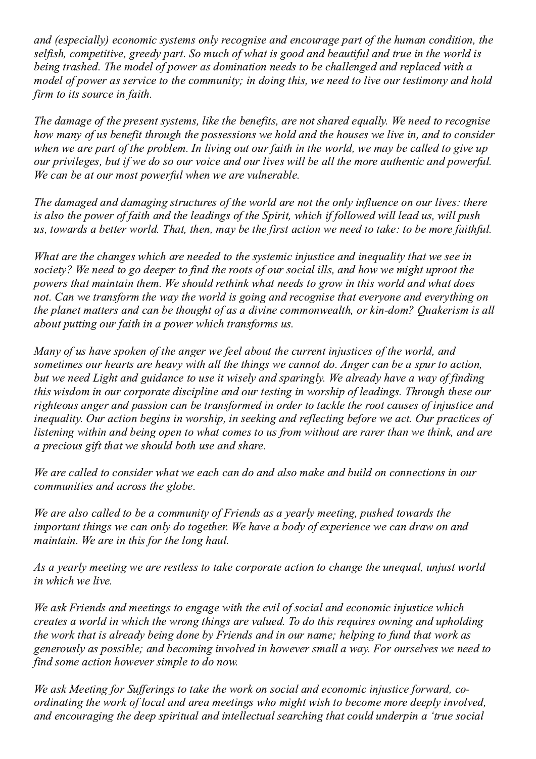*and (especially) economic systems only recognise and encourage part of the human condition, the selfish, competitive, greedy part. So much of what is good and beautiful and true in the world is being trashed. The model of power as domination needs to be challenged and replaced with a model of power as service to the community; in doing this, we need to live our testimony and hold firm to its source in faith.*

*The damage of the present systems, like the benefits, are not shared equally. We need to recognise how many of us benefit through the possessions we hold and the houses we live in, and to consider when we are part of the problem. In living out our faith in the world, we may be called to give up our privileges, but if we do so our voice and our lives will be all the more authentic and powerful. We can be at our most powerful when we are vulnerable.*

*The damaged and damaging structures of the world are not the only influence on our lives: there is also the power of faith and the leadings of the Spirit, which if followed will lead us, will push us, towards a better world. That, then, may be the first action we need to take: to be more faithful.*

*What are the changes which are needed to the systemic injustice and inequality that we see in society? We need to go deeper to find the roots of our social ills, and how we might uproot the powers that maintain them. We should rethink what needs to grow in this world and what does not. Can we transform the way the world is going and recognise that everyone and everything on the planet matters and can be thought of as a divine commonwealth, or kin-dom? Quakerism is all about putting our faith in a power which transforms us.*

*Many of us have spoken of the anger we feel about the current injustices of the world, and sometimes our hearts are heavy with all the things we cannot do. Anger can be a spur to action, but we need Light and guidance to use it wisely and sparingly. We already have a way of finding this wisdom in our corporate discipline and our testing in worship of leadings. Through these our righteous anger and passion can be transformed in order to tackle the root causes of injustice and inequality. Our action begins in worship, in seeking and reflecting before we act. Our practices of listening within and being open to what comes to us from without are rarer than we think, and are a precious gift that we should both use and share.*

*We are called to consider what we each can do and also make and build on connections in our communities and across the globe.*

*We are also called to be a community of Friends as a yearly meeting, pushed towards the important things we can only do together. We have a body of experience we can draw on and maintain. We are in this for the long haul.*

*As a yearly meeting we are restless to take corporate action to change the unequal, unjust world in which we live.*

*We ask Friends and meetings to engage with the evil of social and economic injustice which creates a world in which the wrong things are valued. To do this requires owning and upholding the work that is already being done by Friends and in our name; helping to fund that work as generously as possible; and becoming involved in however small a way. For ourselves we need to find some action however simple to do now.*

*We ask Meeting for Sufferings to take the work on social and economic injustice forward, co-ordinating the work of local and area meetings who might wish to become more deeply involved, and encouraging the deep spiritual and intellectual searching that could underpin a 'true social*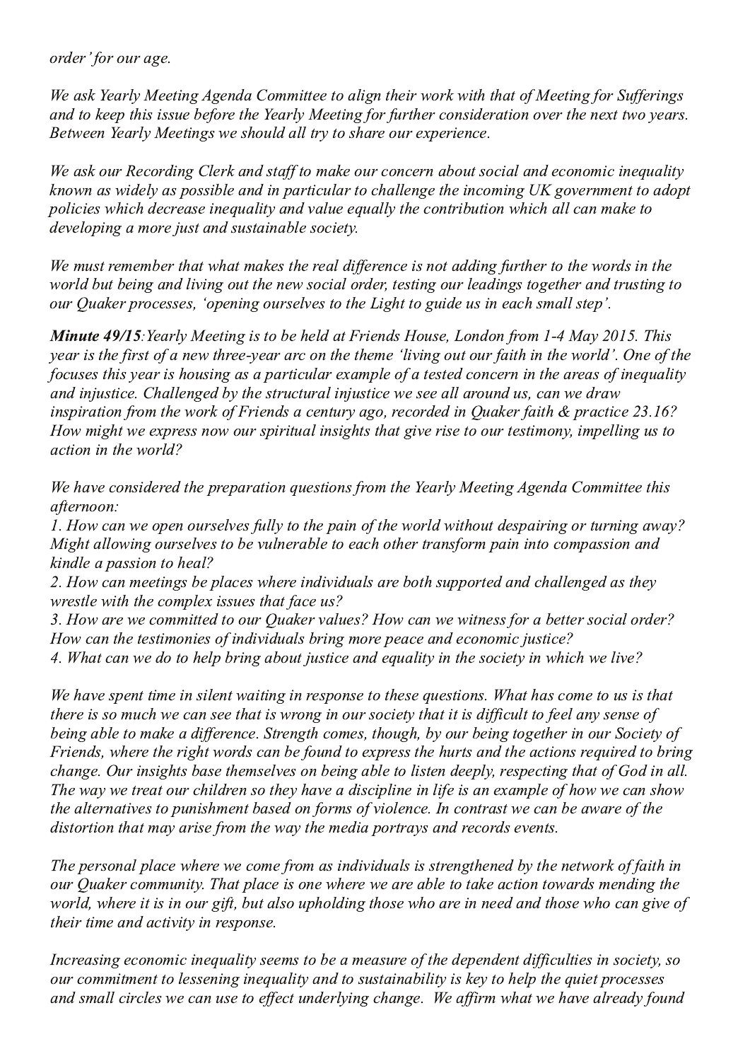*order' for our age.*

*We ask Yearly Meeting Agenda Committee to align their work with that of Meeting for Sufferings and to keep this issue before the Yearly Meeting for further consideration over the next two years. Between Yearly Meetings we should all try to share our experience.*

*We ask our Recording Clerk and staff to make our concern about social and economic inequality known as widely as possible and in particular to challenge the incoming UK government to adopt policies which decrease inequality and value equally the contribution which all can make to developing a more just and sustainable society.*

*We must remember that what makes the real difference is not adding further to the words in the world but being and living out the new social order, testing our leadings together and trusting to our Quaker processes, 'opening ourselves to the Light to guide us in each small step'.*

***Minute 49/15**:Yearly Meeting is to be held at Friends House, London from 1-4 May 2015. This year is the first of a new three-year arc on the theme 'living out our faith in the world'. One of the focuses this year is housing as a particular example of a tested concern in the areas of inequality and injustice. Challenged by the structural injustice we see all around us, can we draw inspiration from the work of Friends a century ago, recorded in Quaker faith & practice 23.16? How might we express now our spiritual insights that give rise to our testimony, impelling us to action in the world?*

*We have considered the preparation questions from the Yearly Meeting Agenda Committee this afternoon:*
*1. How can we open ourselves fully to the pain of the world without despairing or turning away? Might allowing ourselves to be vulnerable to each other transform pain into compassion and kindle a passion to heal?*
*2. How can meetings be places where individuals are both supported and challenged as they wrestle with the complex issues that face us?*
*3. How are we committed to our Quaker values? How can we witness for a better social order? How can the testimonies of individuals bring more peace and economic justice?*
*4. What can we do to help bring about justice and equality in the society in which we live?*

*We have spent time in silent waiting in response to these questions. What has come to us is that there is so much we can see that is wrong in our society that it is difficult to feel any sense of being able to make a difference. Strength comes, though, by our being together in our Society of Friends, where the right words can be found to express the hurts and the actions required to bring change. Our insights base themselves on being able to listen deeply, respecting that of God in all. The way we treat our children so they have a discipline in life is an example of how we can show the alternatives to punishment based on forms of violence. In contrast we can be aware of the distortion that may arise from the way the media portrays and records events.*

*The personal place where we come from as individuals is strengthened by the network of faith in our Quaker community. That place is one where we are able to take action towards mending the world, where it is in our gift, but also upholding those who are in need and those who can give of their time and activity in response.*

*Increasing economic inequality seems to be a measure of the dependent difficulties in society, so our commitment to lessening inequality and to sustainability is key to help the quiet processes and small circles we can use to effect underlying change. We affirm what we have already found*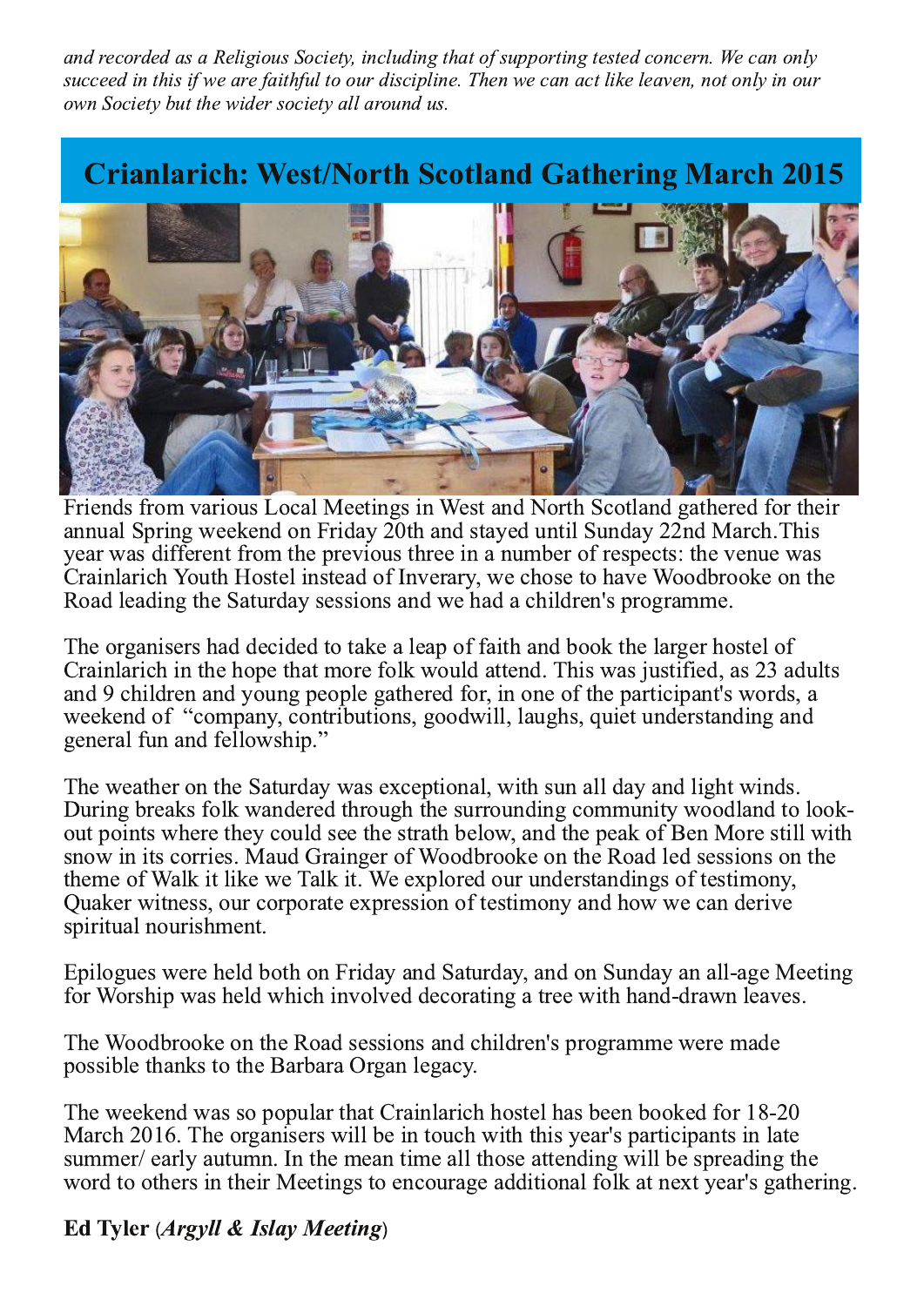*and recorded as a Religious Society, including that of supporting tested concern. We can only succeed in this if we are faithful to our discipline. Then we can act like leaven, not only in our own Society but the wider society all around us.*

## Crianlarich: West/North Scotland Gathering March 2015

Friends from various Local Meetings in West and North Scotland gathered for their annual Spring weekend on Friday 20th and stayed until Sunday 22nd March.This year was different from the previous three in a number of respects: the venue was Crainlarich Youth Hostel instead of Inverary, we chose to have Woodbrooke on the Road leading the Saturday sessions and we had a children's programme.

The organisers had decided to take a leap of faith and book the larger hostel of Crainlarich in the hope that more folk would attend. This was justified, as 23 adults and 9 children and young people gathered for, in one of the participant's words, a weekend of "company, contributions, goodwill, laughs, quiet understanding and general fun and fellowship."

The weather on the Saturday was exceptional, with sun all day and light winds. During breaks folk wandered through the surrounding community woodland to look-out points where they could see the strath below, and the peak of Ben More still with snow in its corries. Maud Grainger of Woodbrooke on the Road led sessions on the theme of Walk it like we Talk it. We explored our understandings of testimony, Quaker witness, our corporate expression of testimony and how we can derive spiritual nourishment.

Epilogues were held both on Friday and Saturday, and on Sunday an all-age Meeting for Worship was held which involved decorating a tree with hand-drawn leaves.

The Woodbrooke on the Road sessions and children's programme were made possible thanks to the Barbara Organ legacy.

The weekend was so popular that Crainlarich hostel has been booked for 18-20 March 2016. The organisers will be in touch with this year's participants in late summer/ early autumn. In the mean time all those attending will be spreading the word to others in their Meetings to encourage additional folk at next year's gathering.

**Ed Tyler** (***Argyll & Islay Meeting***)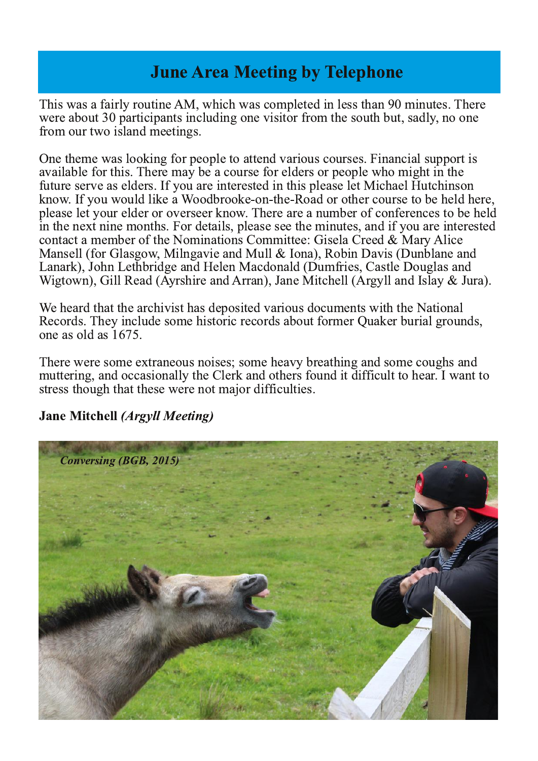# June Area Meeting by Telephone

This was a fairly routine AM, which was completed in less than 90 minutes. There were about 30 participants including one visitor from the south but, sadly, no one from our two island meetings.

One theme was looking for people to attend various courses. Financial support is available for this. There may be a course for elders or people who might in the future serve as elders. If you are interested in this please let Michael Hutchinson know. If you would like a Woodbrooke-on-the-Road or other course to be held here, please let your elder or overseer know. There are a number of conferences to be held in the next nine months. For details, please see the minutes, and if you are interested contact a member of the Nominations Committee: Gisela Creed & Mary Alice Mansell (for Glasgow, Milngavie and Mull & Iona), Robin Davis (Dunblane and Lanark), John Lethbridge and Helen Macdonald (Dumfries, Castle Douglas and Wigtown), Gill Read (Ayrshire and Arran), Jane Mitchell (Argyll and Islay & Jura).

We heard that the archivist has deposited various documents with the National Records. They include some historic records about former Quaker burial grounds, one as old as 1675.

There were some extraneous noises; some heavy breathing and some coughs and muttering, and occasionally the Clerk and others found it difficult to hear. I want to stress though that these were not major difficulties.

**Jane Mitchell *(Argyll Meeting)***

*Conversing (BGB, 2015)*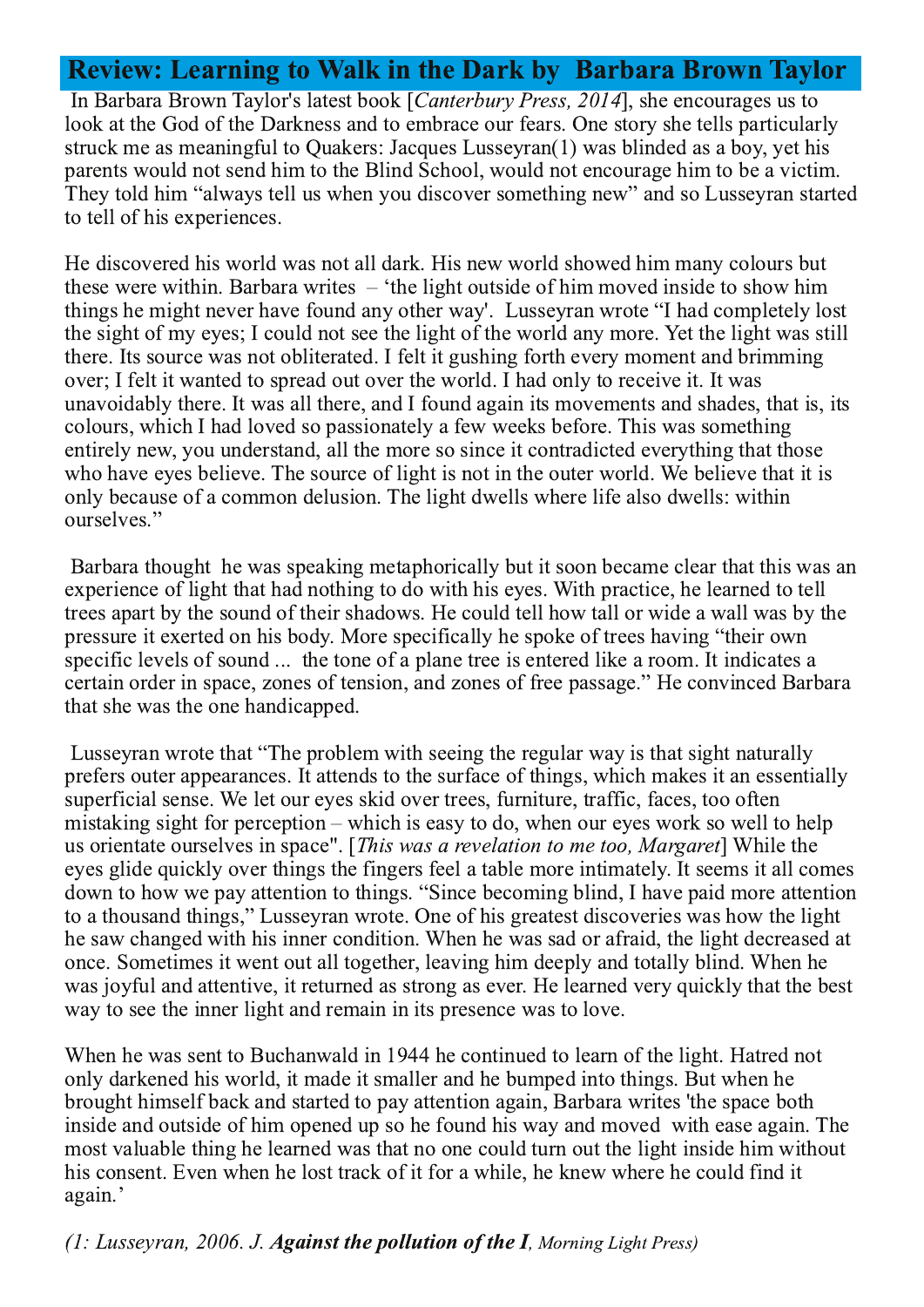## Review: Learning to Walk in the Dark by Barbara Brown Taylor

In Barbara Brown Taylor's latest book [*Canterbury Press, 2014*], she encourages us to look at the God of the Darkness and to embrace our fears. One story she tells particularly struck me as meaningful to Quakers: Jacques Lusseyran(1) was blinded as a boy, yet his parents would not send him to the Blind School, would not encourage him to be a victim. They told him "always tell us when you discover something new" and so Lusseyran started to tell of his experiences.

He discovered his world was not all dark. His new world showed him many colours but these were within. Barbara writes – 'the light outside of him moved inside to show him things he might never have found any other way'. Lusseyran wrote "I had completely lost the sight of my eyes; I could not see the light of the world any more. Yet the light was still there. Its source was not obliterated. I felt it gushing forth every moment and brimming over; I felt it wanted to spread out over the world. I had only to receive it. It was unavoidably there. It was all there, and I found again its movements and shades, that is, its colours, which I had loved so passionately a few weeks before. This was something entirely new, you understand, all the more so since it contradicted everything that those who have eyes believe. The source of light is not in the outer world. We believe that it is only because of a common delusion. The light dwells where life also dwells: within ourselves."

Barbara thought he was speaking metaphorically but it soon became clear that this was an experience of light that had nothing to do with his eyes. With practice, he learned to tell trees apart by the sound of their shadows. He could tell how tall or wide a wall was by the pressure it exerted on his body. More specifically he spoke of trees having "their own specific levels of sound ... the tone of a plane tree is entered like a room. It indicates a certain order in space, zones of tension, and zones of free passage." He convinced Barbara that she was the one handicapped.

Lusseyran wrote that "The problem with seeing the regular way is that sight naturally prefers outer appearances. It attends to the surface of things, which makes it an essentially superficial sense. We let our eyes skid over trees, furniture, traffic, faces, too often mistaking sight for perception – which is easy to do, when our eyes work so well to help us orientate ourselves in space". [*This was a revelation to me too, Margaret*] While the eyes glide quickly over things the fingers feel a table more intimately. It seems it all comes down to how we pay attention to things. "Since becoming blind, I have paid more attention to a thousand things," Lusseyran wrote. One of his greatest discoveries was how the light he saw changed with his inner condition. When he was sad or afraid, the light decreased at once. Sometimes it went out all together, leaving him deeply and totally blind. When he was joyful and attentive, it returned as strong as ever. He learned very quickly that the best way to see the inner light and remain in its presence was to love.

When he was sent to Buchanwald in 1944 he continued to learn of the light. Hatred not only darkened his world, it made it smaller and he bumped into things. But when he brought himself back and started to pay attention again, Barbara writes 'the space both inside and outside of him opened up so he found his way and moved with ease again. The most valuable thing he learned was that no one could turn out the light inside him without his consent. Even when he lost track of it for a while, he knew where he could find it again.'

*(1: Lusseyran, 2006. J.* ***Against the pollution of the I****, Morning Light Press)*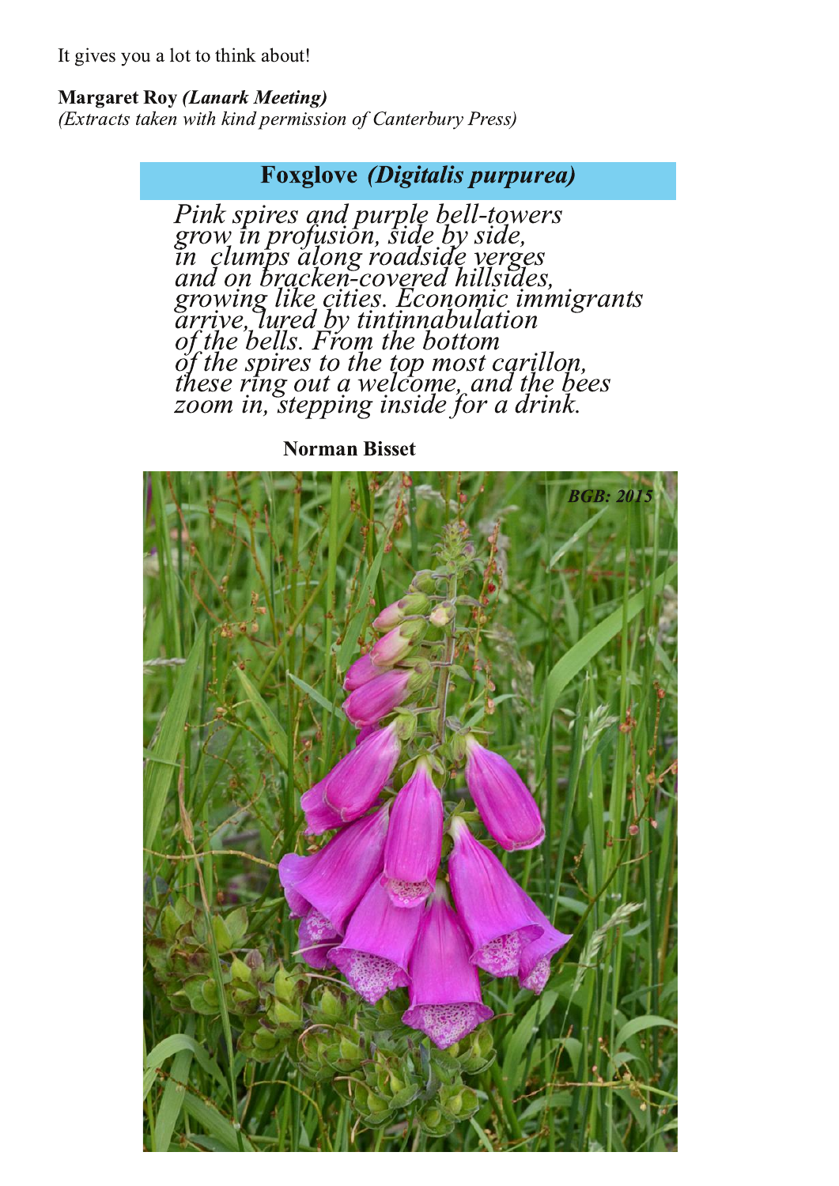It gives you a lot to think about!

**Margaret Roy** ***(Lanark Meeting)***
*(Extracts taken with kind permission of Canterbury Press)*

## Foxglove *(Digitalis purpurea)*

*Pink spires and purple bell-towers*
*grow in profusion, side by side,*
*in clumps along roadside verges*
*and on bracken-covered hillsides,*
*growing like cities. Economic immigrants*
*arrive, lured by tintinnabulation*
*of the bells. From the bottom*
*of the spires to the top most carillon,*
*these ring out a welcome, and the bees*
*zoom in, stepping inside for a drink.*

**Norman Bisset**

***BGB: 2015***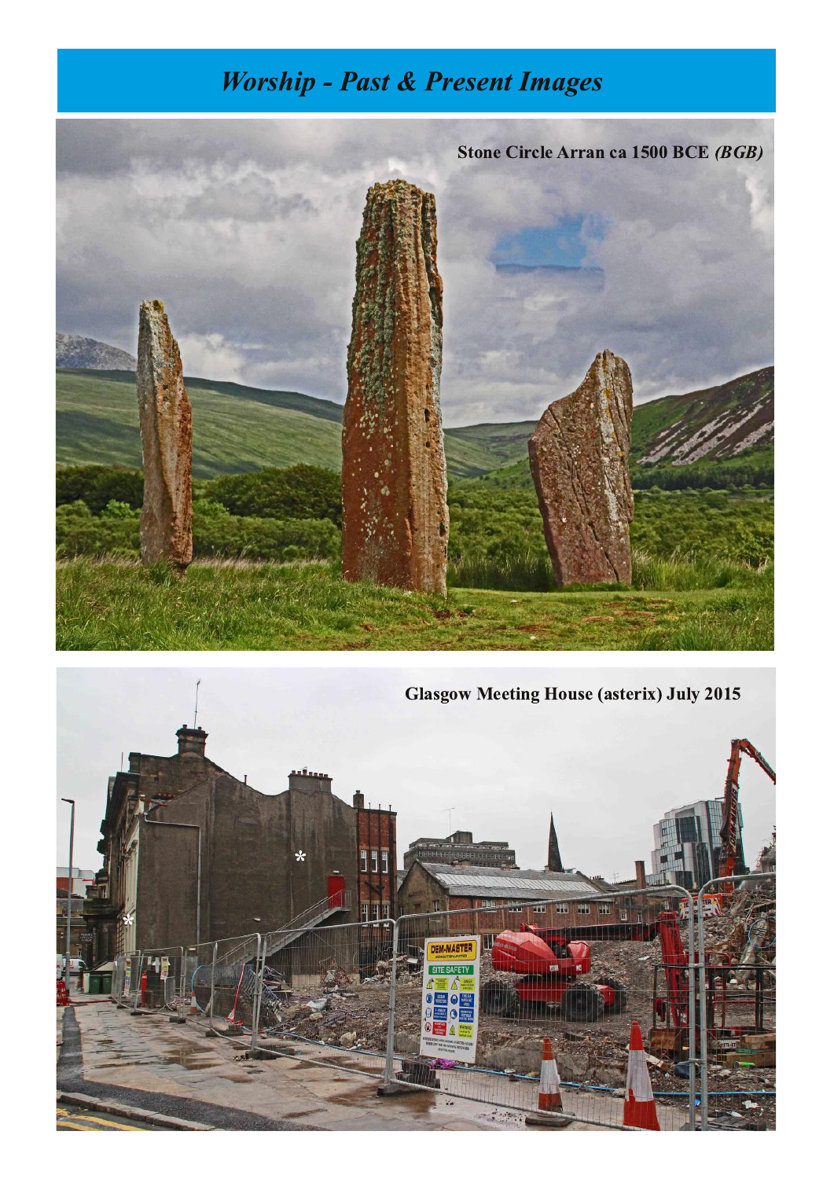# *Worship - Past & Present Images*

Stone Circle Arran ca 1500 BCE *(BGB)*

Glasgow Meeting House (asterix) July 2015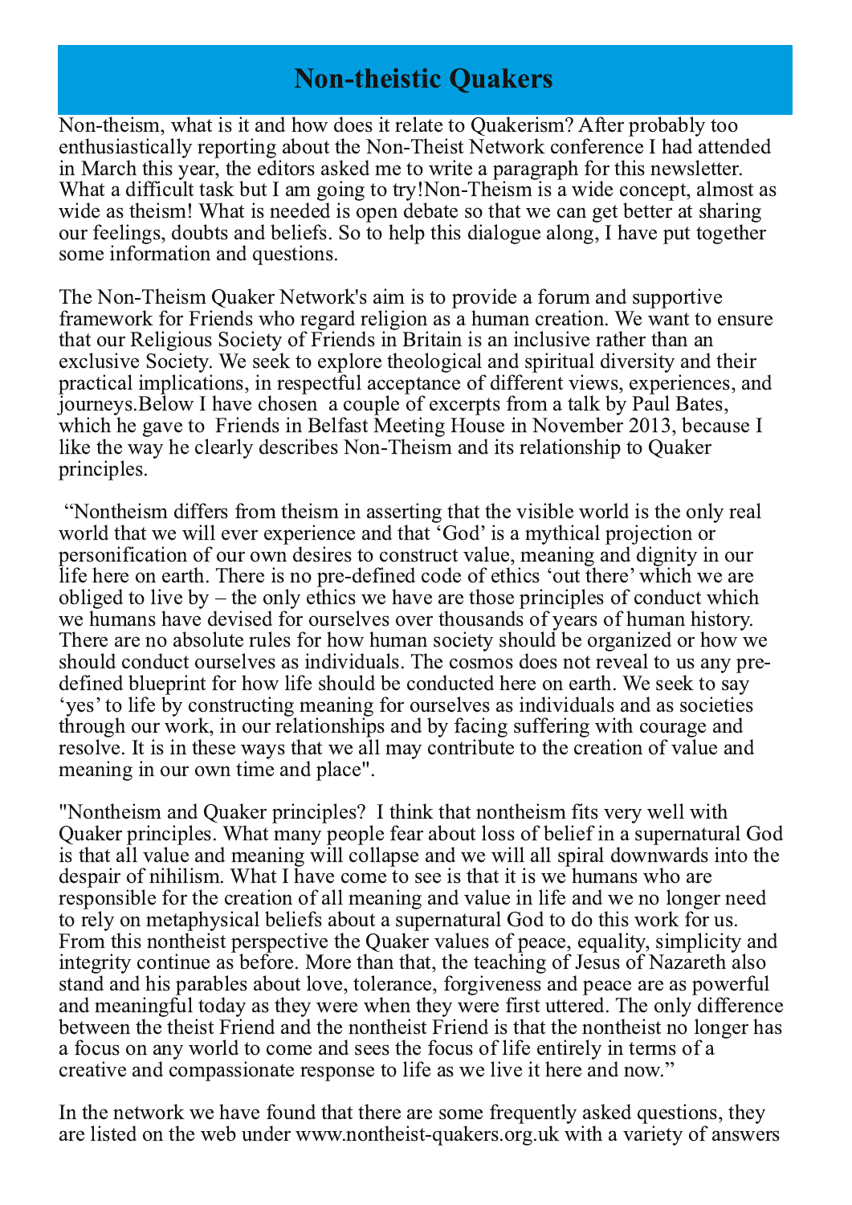# Non-theistic Quakers

Non-theism, what is it and how does it relate to Quakerism? After probably too enthusiastically reporting about the Non-Theist Network conference I had attended in March this year, the editors asked me to write a paragraph for this newsletter. What a difficult task but I am going to try!Non-Theism is a wide concept, almost as wide as theism! What is needed is open debate so that we can get better at sharing our feelings, doubts and beliefs. So to help this dialogue along, I have put together some information and questions.

The Non-Theism Quaker Network's aim is to provide a forum and supportive framework for Friends who regard religion as a human creation. We want to ensure that our Religious Society of Friends in Britain is an inclusive rather than an exclusive Society. We seek to explore theological and spiritual diversity and their practical implications, in respectful acceptance of different views, experiences, and journeys.Below I have chosen a couple of excerpts from a talk by Paul Bates, which he gave to Friends in Belfast Meeting House in November 2013, because I like the way he clearly describes Non-Theism and its relationship to Quaker principles.

"Nontheism differs from theism in asserting that the visible world is the only real world that we will ever experience and that 'God' is a mythical projection or personification of our own desires to construct value, meaning and dignity in our life here on earth. There is no pre-defined code of ethics 'out there' which we are obliged to live by – the only ethics we have are those principles of conduct which we humans have devised for ourselves over thousands of years of human history. There are no absolute rules for how human society should be organized or how we should conduct ourselves as individuals. The cosmos does not reveal to us any pre-defined blueprint for how life should be conducted here on earth. We seek to say 'yes' to life by constructing meaning for ourselves as individuals and as societies through our work, in our relationships and by facing suffering with courage and resolve. It is in these ways that we all may contribute to the creation of value and meaning in our own time and place".

"Nontheism and Quaker principles? I think that nontheism fits very well with Quaker principles. What many people fear about loss of belief in a supernatural God is that all value and meaning will collapse and we will all spiral downwards into the despair of nihilism. What I have come to see is that it is we humans who are responsible for the creation of all meaning and value in life and we no longer need to rely on metaphysical beliefs about a supernatural God to do this work for us. From this nontheist perspective the Quaker values of peace, equality, simplicity and integrity continue as before. More than that, the teaching of Jesus of Nazareth also stand and his parables about love, tolerance, forgiveness and peace are as powerful and meaningful today as they were when they were first uttered. The only difference between the theist Friend and the nontheist Friend is that the nontheist no longer has a focus on any world to come and sees the focus of life entirely in terms of a creative and compassionate response to life as we live it here and now."

In the network we have found that there are some frequently asked questions, they are listed on the web under www.nontheist-quakers.org.uk with a variety of answers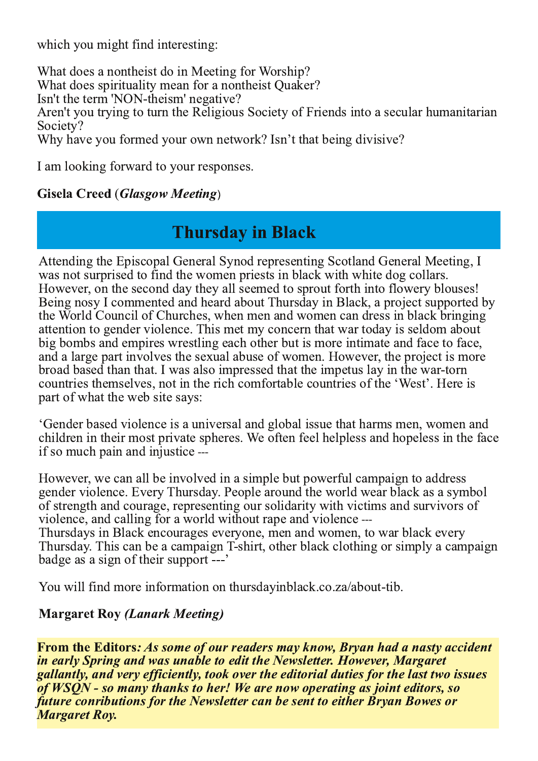which you might find interesting:

What does a nontheist do in Meeting for Worship?
What does spirituality mean for a nontheist Quaker?
Isn't the term 'NON-theism' negative?
Aren't you trying to turn the Religious Society of Friends into a secular humanitarian Society?
Why have you formed your own network? Isn't that being divisive?

I am looking forward to your responses.

**Gisela Creed** (***Glasgow Meeting***)

## Thursday in Black

Attending the Episcopal General Synod representing Scotland General Meeting, I was not surprised to find the women priests in black with white dog collars. However, on the second day they all seemed to sprout forth into flowery blouses! Being nosy I commented and heard about Thursday in Black, a project supported by the World Council of Churches, when men and women can dress in black bringing attention to gender violence. This met my concern that war today is seldom about big bombs and empires wrestling each other but is more intimate and face to face, and a large part involves the sexual abuse of women. However, the project is more broad based than that. I was also impressed that the impetus lay in the war-torn countries themselves, not in the rich comfortable countries of the 'West'. Here is part of what the web site says:

'Gender based violence is a universal and global issue that harms men, women and children in their most private spheres. We often feel helpless and hopeless in the face if so much pain and injustice ---

However, we can all be involved in a simple but powerful campaign to address gender violence. Every Thursday. People around the world wear black as a symbol of strength and courage, representing our solidarity with victims and survivors of violence, and calling for a world without rape and violence ---
Thursdays in Black encourages everyone, men and women, to war black every Thursday. This can be a campaign T-shirt, other black clothing or simply a campaign badge as a sign of their support ---'

You will find more information on thursdayinblack.co.za/about-tib.

**Margaret Roy** ***(Lanark Meeting)***

**From the Editors*: As some of our readers may know, Bryan had a nasty accident in early Spring and was unable to edit the Newsletter. However, Margaret gallantly, and very efficiently, took over the editorial duties for the last two issues of WSQN - so many thanks to her! We are now operating as joint editors, so future conributions for the Newsletter can be sent to either Bryan Bowes or Margaret Roy.***